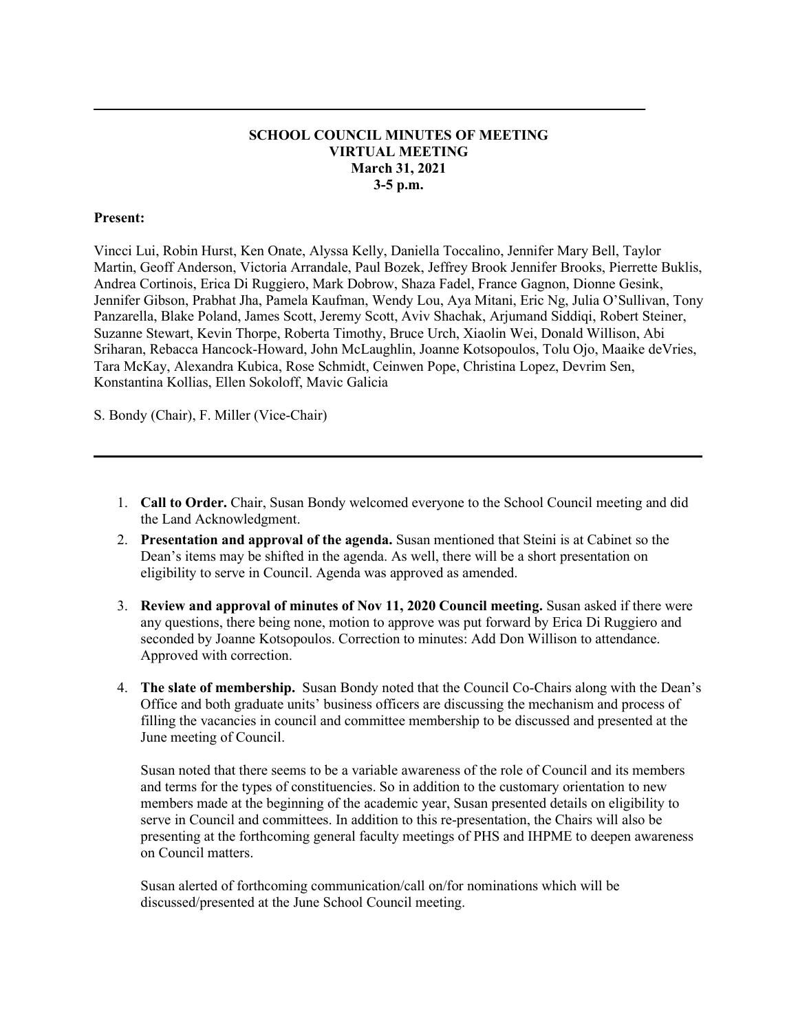**SCHOOL COUNCIL MINUTES OF MEETING**
**VIRTUAL MEETING**
**March 31, 2021**
**3-5 p.m.**

**Present:**

Vincci Lui, Robin Hurst, Ken Onate, Alyssa Kelly, Daniella Toccalino, Jennifer Mary Bell, Taylor Martin, Geoff Anderson, Victoria Arrandale, Paul Bozek, Jeffrey Brook Jennifer Brooks, Pierrette Buklis, Andrea Cortinois, Erica Di Ruggiero, Mark Dobrow, Shaza Fadel, France Gagnon, Dionne Gesink, Jennifer Gibson, Prabhat Jha, Pamela Kaufman, Wendy Lou, Aya Mitani, Eric Ng, Julia O'Sullivan, Tony Panzarella, Blake Poland, James Scott, Jeremy Scott, Aviv Shachak, Arjumand Siddiqi, Robert Steiner, Suzanne Stewart, Kevin Thorpe, Roberta Timothy, Bruce Urch, Xiaolin Wei, Donald Willison, Abi Sriharan, Rebacca Hancock-Howard, John McLaughlin, Joanne Kotsopoulos, Tolu Ojo, Maaike deVries, Tara McKay, Alexandra Kubica, Rose Schmidt, Ceinwen Pope, Christina Lopez, Devrim Sen, Konstantina Kollias, Ellen Sokoloff, Mavic Galicia

S. Bondy (Chair), F. Miller (Vice-Chair)

---

1. **Call to Order.** Chair, Susan Bondy welcomed everyone to the School Council meeting and did the Land Acknowledgment.
2. **Presentation and approval of the agenda.** Susan mentioned that Steini is at Cabinet so the Dean's items may be shifted in the agenda. As well, there will be a short presentation on eligibility to serve in Council. Agenda was approved as amended.
3. **Review and approval of minutes of Nov 11, 2020 Council meeting.** Susan asked if there were any questions, there being none, motion to approve was put forward by Erica Di Ruggiero and seconded by Joanne Kotsopoulos. Correction to minutes: Add Don Willison to attendance. Approved with correction.
4. **The slate of membership.** Susan Bondy noted that the Council Co-Chairs along with the Dean's Office and both graduate units' business officers are discussing the mechanism and process of filling the vacancies in council and committee membership to be discussed and presented at the June meeting of Council.

   Susan noted that there seems to be a variable awareness of the role of Council and its members and terms for the types of constituencies. So in addition to the customary orientation to new members made at the beginning of the academic year, Susan presented details on eligibility to serve in Council and committees. In addition to this re-presentation, the Chairs will also be presenting at the forthcoming general faculty meetings of PHS and IHPME to deepen awareness on Council matters.

   Susan alerted of forthcoming communication/call on/for nominations which will be discussed/presented at the June School Council meeting.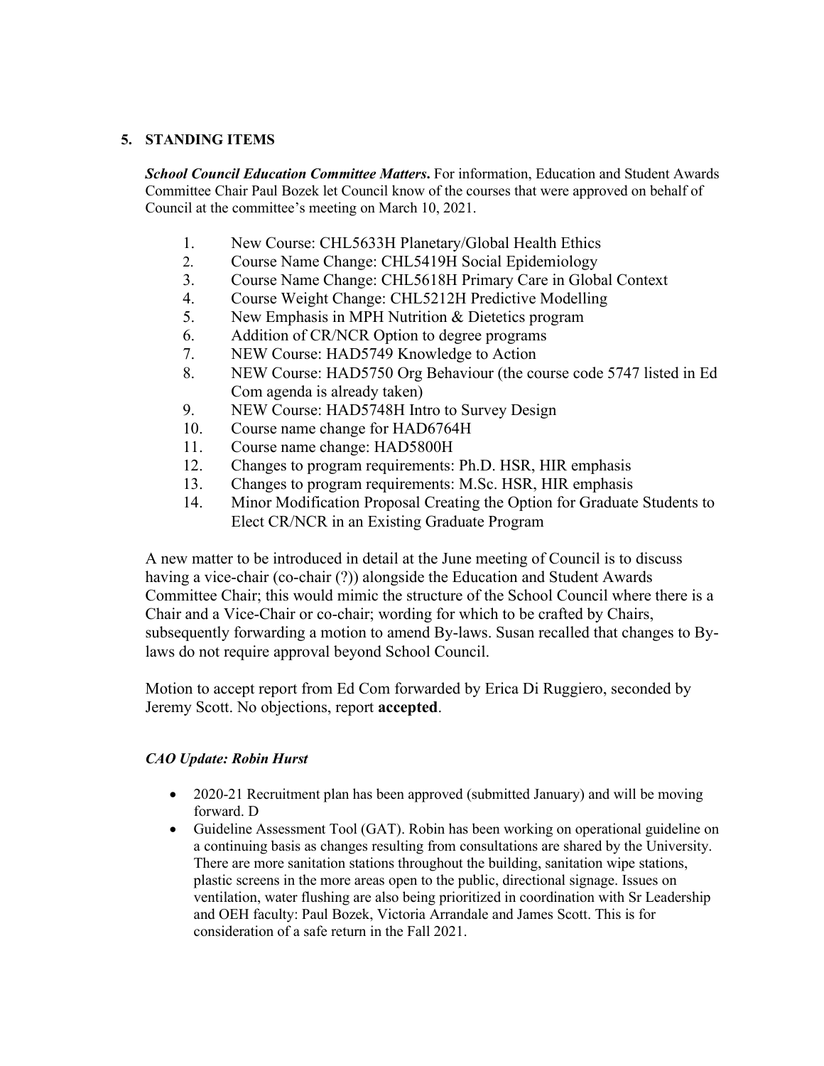## 5. STANDING ITEMS

***School Council Education Committee Matters***. For information, Education and Student Awards Committee Chair Paul Bozek let Council know of the courses that were approved on behalf of Council at the committee's meeting on March 10, 2021.

1. New Course: CHL5633H Planetary/Global Health Ethics
2. Course Name Change: CHL5419H Social Epidemiology
3. Course Name Change: CHL5618H Primary Care in Global Context
4. Course Weight Change: CHL5212H Predictive Modelling
5. New Emphasis in MPH Nutrition & Dietetics program
6. Addition of CR/NCR Option to degree programs
7. NEW Course: HAD5749 Knowledge to Action
8. NEW Course: HAD5750 Org Behaviour (the course code 5747 listed in Ed Com agenda is already taken)
9. NEW Course: HAD5748H Intro to Survey Design
10. Course name change for HAD6764H
11. Course name change: HAD5800H
12. Changes to program requirements: Ph.D. HSR, HIR emphasis
13. Changes to program requirements: M.Sc. HSR, HIR emphasis
14. Minor Modification Proposal Creating the Option for Graduate Students to Elect CR/NCR in an Existing Graduate Program

A new matter to be introduced in detail at the June meeting of Council is to discuss having a vice-chair (co-chair (?)) alongside the Education and Student Awards Committee Chair; this would mimic the structure of the School Council where there is a Chair and a Vice-Chair or co-chair; wording for which to be crafted by Chairs, subsequently forwarding a motion to amend By-laws. Susan recalled that changes to By-laws do not require approval beyond School Council.

Motion to accept report from Ed Com forwarded by Erica Di Ruggiero, seconded by Jeremy Scott. No objections, report **accepted**.

***CAO Update: Robin Hurst***

- 2020-21 Recruitment plan has been approved (submitted January) and will be moving forward. D
- Guideline Assessment Tool (GAT). Robin has been working on operational guideline on a continuing basis as changes resulting from consultations are shared by the University. There are more sanitation stations throughout the building, sanitation wipe stations, plastic screens in the more areas open to the public, directional signage. Issues on ventilation, water flushing are also being prioritized in coordination with Sr Leadership and OEH faculty: Paul Bozek, Victoria Arrandale and James Scott. This is for consideration of a safe return in the Fall 2021.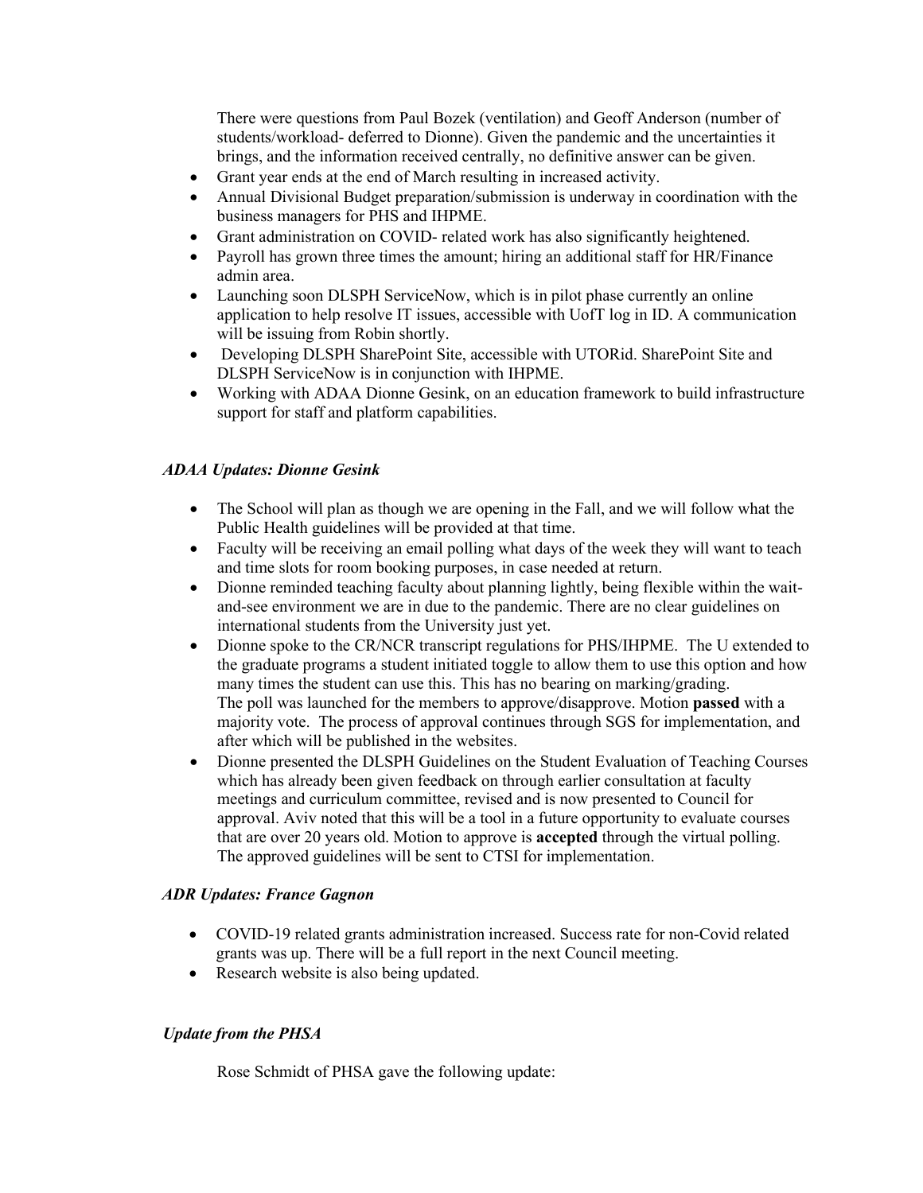There were questions from Paul Bozek (ventilation) and Geoff Anderson (number of students/workload- deferred to Dionne). Given the pandemic and the uncertainties it brings, and the information received centrally, no definitive answer can be given.

- Grant year ends at the end of March resulting in increased activity.
- Annual Divisional Budget preparation/submission is underway in coordination with the business managers for PHS and IHPME.
- Grant administration on COVID- related work has also significantly heightened.
- Payroll has grown three times the amount; hiring an additional staff for HR/Finance admin area.
- Launching soon DLSPH ServiceNow, which is in pilot phase currently an online application to help resolve IT issues, accessible with UofT log in ID. A communication will be issuing from Robin shortly.
- Developing DLSPH SharePoint Site, accessible with UTORid. SharePoint Site and DLSPH ServiceNow is in conjunction with IHPME.
- Working with ADAA Dionne Gesink, on an education framework to build infrastructure support for staff and platform capabilities.

***ADAA Updates: Dionne Gesink***

- The School will plan as though we are opening in the Fall, and we will follow what the Public Health guidelines will be provided at that time.
- Faculty will be receiving an email polling what days of the week they will want to teach and time slots for room booking purposes, in case needed at return.
- Dionne reminded teaching faculty about planning lightly, being flexible within the wait-and-see environment we are in due to the pandemic. There are no clear guidelines on international students from the University just yet.
- Dionne spoke to the CR/NCR transcript regulations for PHS/IHPME. The U extended to the graduate programs a student initiated toggle to allow them to use this option and how many times the student can use this. This has no bearing on marking/grading. The poll was launched for the members to approve/disapprove. Motion **passed** with a majority vote. The process of approval continues through SGS for implementation, and after which will be published in the websites.
- Dionne presented the DLSPH Guidelines on the Student Evaluation of Teaching Courses which has already been given feedback on through earlier consultation at faculty meetings and curriculum committee, revised and is now presented to Council for approval. Aviv noted that this will be a tool in a future opportunity to evaluate courses that are over 20 years old. Motion to approve is **accepted** through the virtual polling. The approved guidelines will be sent to CTSI for implementation.

***ADR Updates: France Gagnon***

- COVID-19 related grants administration increased. Success rate for non-Covid related grants was up. There will be a full report in the next Council meeting.
- Research website is also being updated.

***Update from the PHSA***

Rose Schmidt of PHSA gave the following update: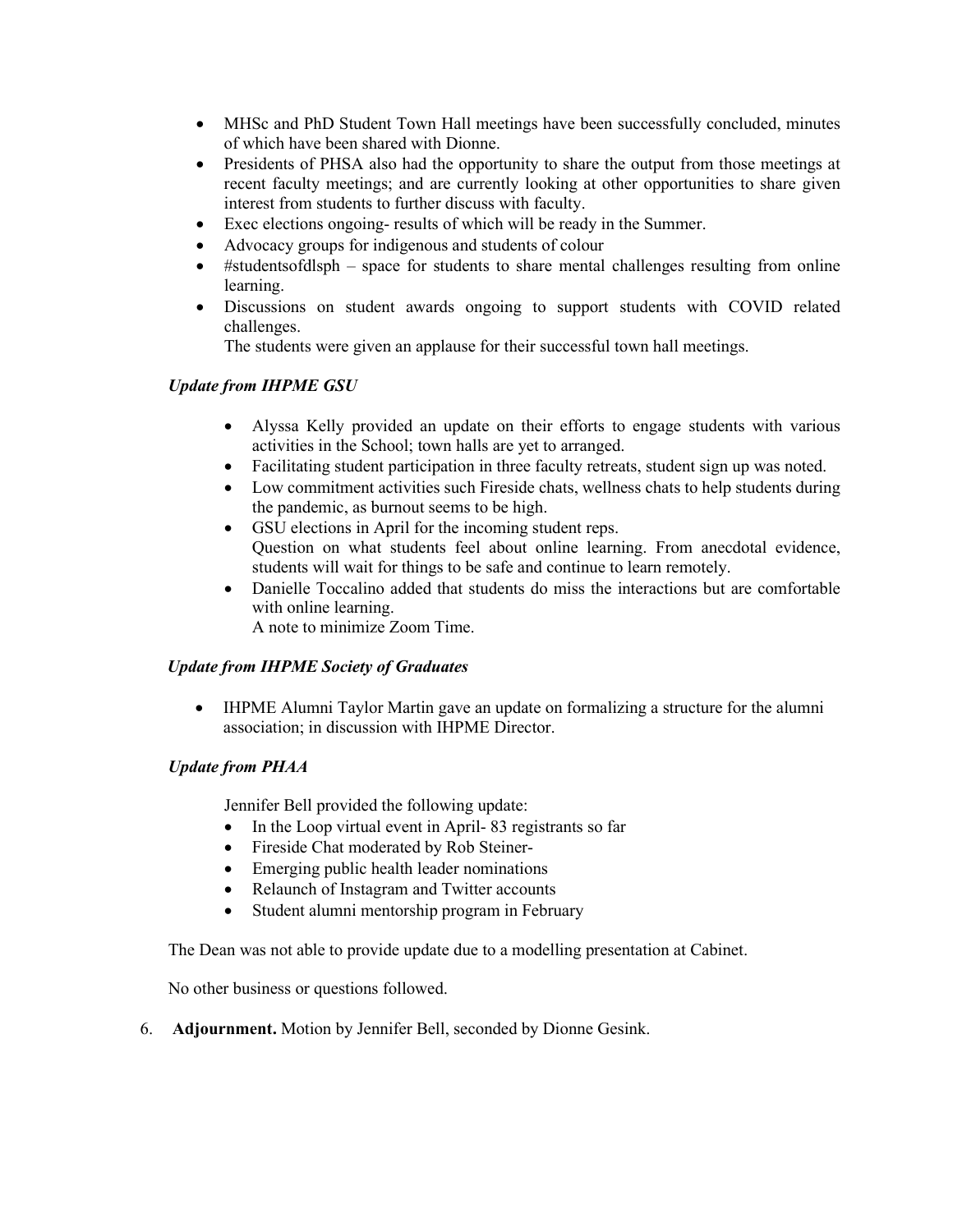- MHSc and PhD Student Town Hall meetings have been successfully concluded, minutes of which have been shared with Dionne.
- Presidents of PHSA also had the opportunity to share the output from those meetings at recent faculty meetings; and are currently looking at other opportunities to share given interest from students to further discuss with faculty.
- Exec elections ongoing- results of which will be ready in the Summer.
- Advocacy groups for indigenous and students of colour
- #studentsofdlsph – space for students to share mental challenges resulting from online learning.
- Discussions on student awards ongoing to support students with COVID related challenges.
  The students were given an applause for their successful town hall meetings.

***Update from IHPME GSU***

- Alyssa Kelly provided an update on their efforts to engage students with various activities in the School; town halls are yet to arranged.
- Facilitating student participation in three faculty retreats, student sign up was noted.
- Low commitment activities such Fireside chats, wellness chats to help students during the pandemic, as burnout seems to be high.
- GSU elections in April for the incoming student reps.
  Question on what students feel about online learning. From anecdotal evidence, students will wait for things to be safe and continue to learn remotely.
- Danielle Toccalino added that students do miss the interactions but are comfortable with online learning.
  A note to minimize Zoom Time.

***Update from IHPME Society of Graduates***

- IHPME Alumni Taylor Martin gave an update on formalizing a structure for the alumni association; in discussion with IHPME Director.

***Update from PHAA***

Jennifer Bell provided the following update:

- In the Loop virtual event in April- 83 registrants so far
- Fireside Chat moderated by Rob Steiner-
- Emerging public health leader nominations
- Relaunch of Instagram and Twitter accounts
- Student alumni mentorship program in February

The Dean was not able to provide update due to a modelling presentation at Cabinet.

No other business or questions followed.

6. **Adjournment.** Motion by Jennifer Bell, seconded by Dionne Gesink.